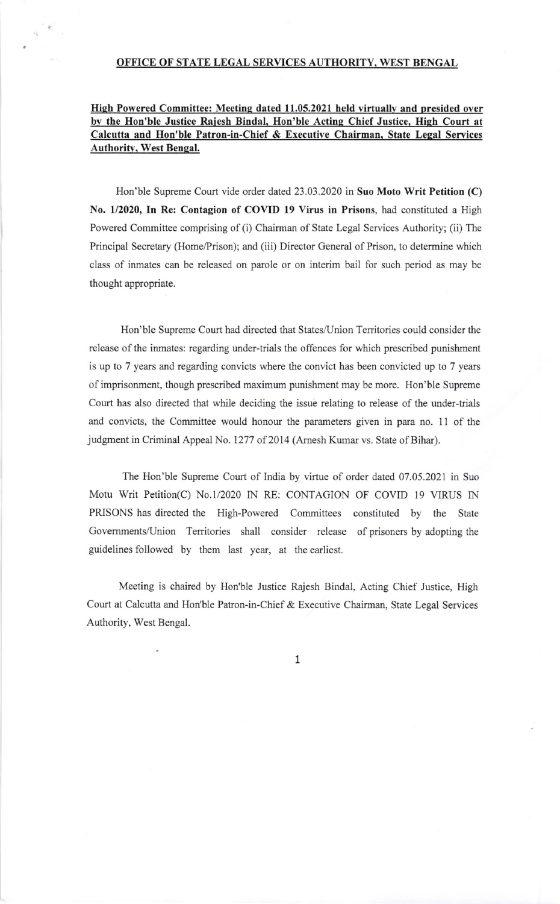**OFFICE OF STATE LEGAL SERVICES AUTHORITY, WEST BENGAL**

**High Powered Committee: Meeting dated 11.05.2021 held virtually and presided over by the Hon'ble Justice Rajesh Bindal, Hon'ble Acting Chief Justice, High Court at Calcutta and Hon'ble Patron-in-Chief & Executive Chairman, State Legal Services Authority, West Bengal.**

Hon'ble Supreme Court vide order dated 23.03.2020 in **Suo Moto Writ Petition (C) No. 1/2020, In Re: Contagion of COVID 19 Virus in Prisons**, had constituted a High Powered Committee comprising of (i) Chairman of State Legal Services Authority; (ii) The Principal Secretary (Home/Prison); and (iii) Director General of Prison, to determine which class of inmates can be released on parole or on interim bail for such period as may be thought appropriate.

Hon'ble Supreme Court had directed that States/Union Territories could consider the release of the inmates: regarding under-trials the offences for which prescribed punishment is up to 7 years and regarding convicts where the convict has been convicted up to 7 years of imprisonment, though prescribed maximum punishment may be more. Hon'ble Supreme Court has also directed that while deciding the issue relating to release of the under-trials and convicts, the Committee would honour the parameters given in para no. 11 of the judgment in Criminal Appeal No. 1277 of 2014 (Arnesh Kumar vs. State of Bihar).

The Hon'ble Supreme Court of India by virtue of order dated 07.05.2021 in Suo Motu Writ Petition(C) No.1/2020 IN RE: CONTAGION OF COVID 19 VIRUS IN PRISONS has directed the High-Powered Committees constituted by the State Governments/Union Territories shall consider release of prisoners by adopting the guidelines followed by them last year, at the earliest.

Meeting is chaired by Hon'ble Justice Rajesh Bindal, Acting Chief Justice, High Court at Calcutta and Hon'ble Patron-in-Chief & Executive Chairman, State Legal Services Authority, West Bengal.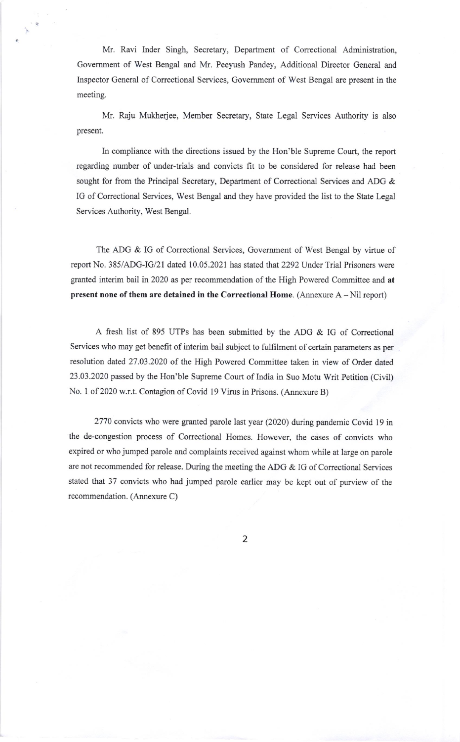Mr. Ravi Inder Singh, Secretary, Department of Correctional Administration, Government of West Bengal and Mr. Peeyush Pandey, Additional Director General and Inspector General of Correctional Services, Government of West Bengal are present in the meeting.

Mr. Raju Mukherjee, Member Secretary, State Legal Services Authority is also present.

In compliance with the directions issued by the Hon'ble Supreme Court, the report regarding number of under-trials and convicts fit to be considered for release had been sought for from the Principal Secretary, Department of Correctional Services and ADG & IG of Correctional Services, West Bengal and they have provided the list to the State Legal Services Authority, West Bengal.

The ADG & IG of Correctional Services, Government of West Bengal by virtue of report No. 385/ADG-IG/21 dated 10.05.2021 has stated that 2292 Under Trial Prisoners were granted interim bail in 2020 as per recommendation of the High Powered Committee and **at present none of them are detained in the Correctional Home.** (Annexure A – Nil report)

A fresh list of 895 UTPs has been submitted by the ADG & IG of Correctional Services who may get benefit of interim bail subject to fulfilment of certain parameters as per resolution dated 27.03.2020 of the High Powered Committee taken in view of Order dated 23.03.2020 passed by the Hon'ble Supreme Court of India in Suo Motu Writ Petition (Civil) No. 1 of 2020 w.r.t. Contagion of Covid 19 Virus in Prisons. (Annexure B)

2770 convicts who were granted parole last year (2020) during pandemic Covid 19 in the de-congestion process of Correctional Homes. However, the cases of convicts who expired or who jumped parole and complaints received against whom while at large on parole are not recommended for release. During the meeting the ADG & IG of Correctional Services stated that 37 convicts who had jumped parole earlier may be kept out of purview of the recommendation. (Annexure C)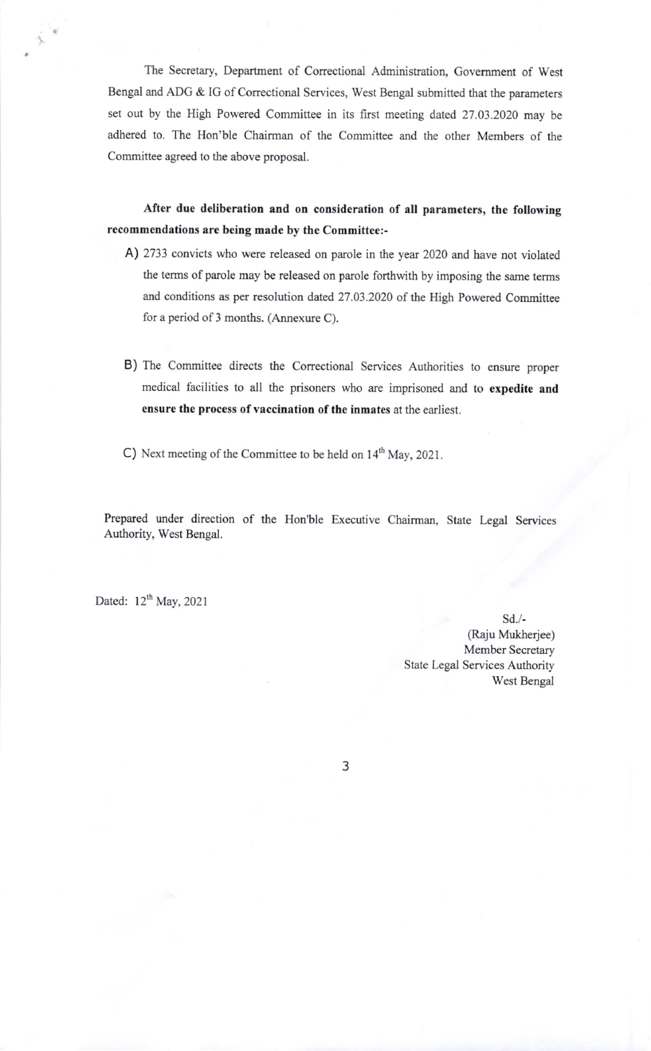The Secretary, Department of Correctional Administration, Government of West Bengal and ADG & IG of Correctional Services, West Bengal submitted that the parameters set out by the High Powered Committee in its first meeting dated 27.03.2020 may be adhered to. The Hon'ble Chairman of the Committee and the other Members of the Committee agreed to the above proposal.

**After due deliberation and on consideration of all parameters, the following recommendations are being made by the Committee:-**

A) 2733 convicts who were released on parole in the year 2020 and have not violated the terms of parole may be released on parole forthwith by imposing the same terms and conditions as per resolution dated 27.03.2020 of the High Powered Committee for a period of 3 months. (Annexure C).

B) The Committee directs the Correctional Services Authorities to ensure proper medical facilities to all the prisoners who are imprisoned and to **expedite and ensure the process of vaccination of the inmates** at the earliest.

C) Next meeting of the Committee to be held on 14th May, 2021.

Prepared under direction of the Hon'ble Executive Chairman, State Legal Services Authority, West Bengal.

Dated: 12th May, 2021

Sd./-
(Raju Mukherjee)
Member Secretary
State Legal Services Authority
West Bengal